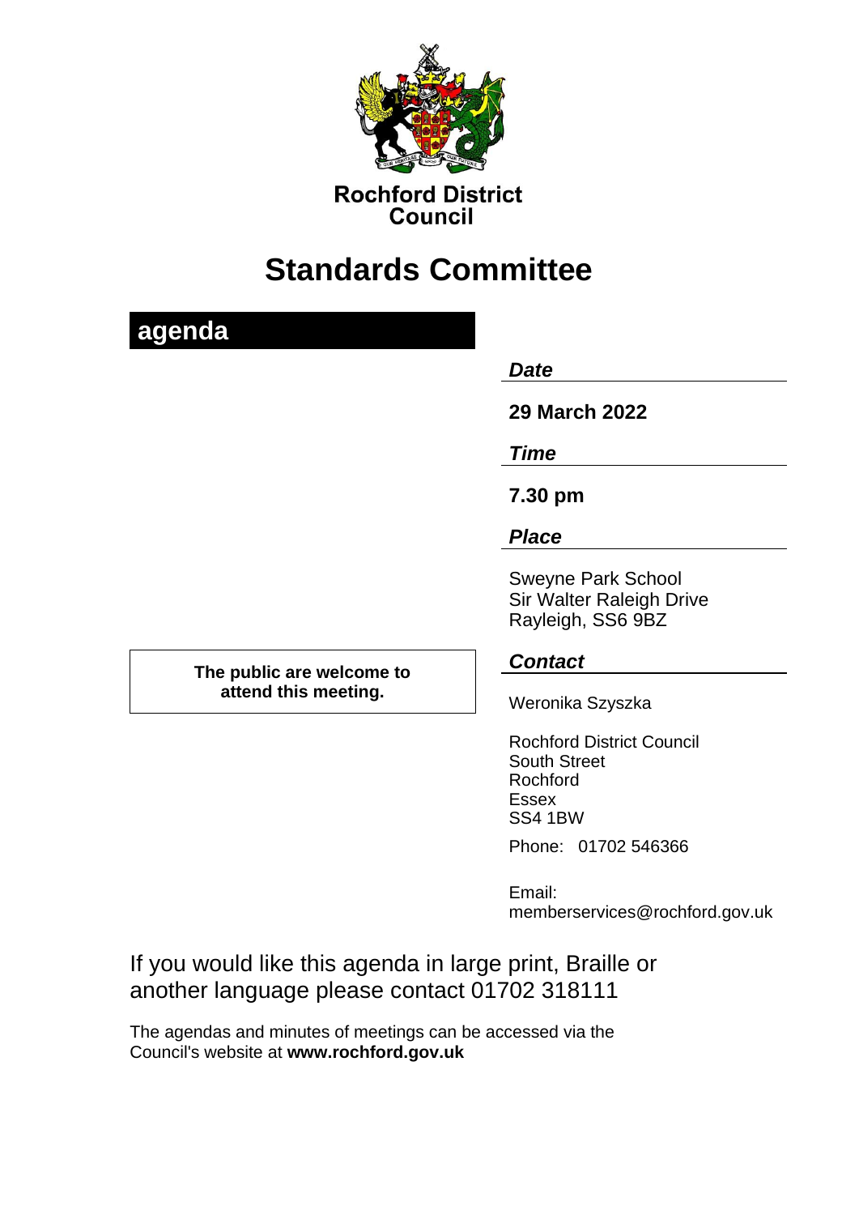**Rochford District Council**

# Standards Committee

## agenda

***Date***

**29 March 2022**

***Time***

**7.30 pm**

***Place***

Sweyne Park School
Sir Walter Raleigh Drive
Rayleigh, SS6 9BZ

**The public are welcome to attend this meeting.**

***Contact***

Weronika Szyszka

Rochford District Council
South Street
Rochford
Essex
SS4 1BW

Phone: 01702 546366

Email:
memberservices@rochford.gov.uk

If you would like this agenda in large print, Braille or another language please contact 01702 318111

The agendas and minutes of meetings can be accessed via the Council's website at **www.rochford.gov.uk**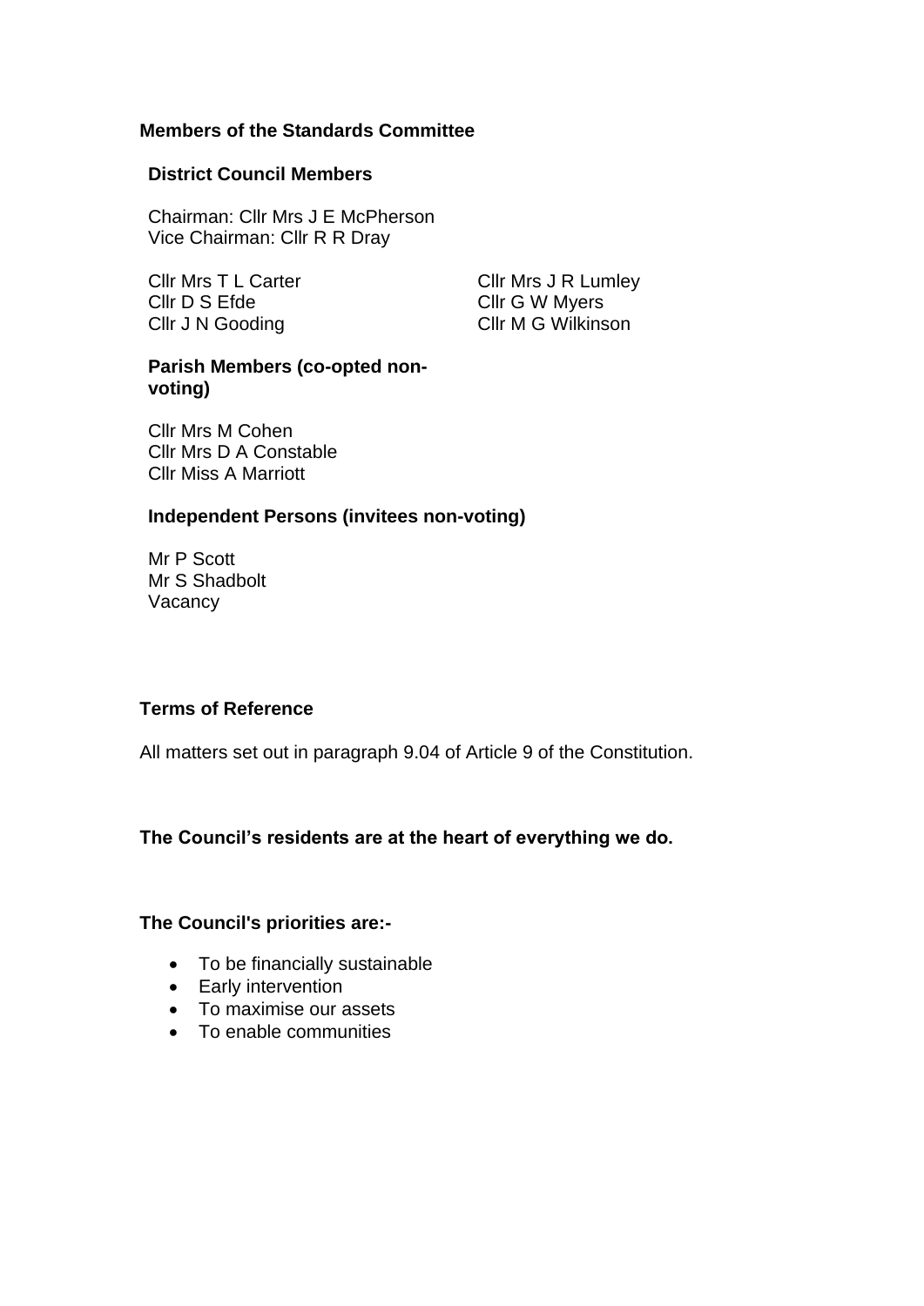## Members of the Standards Committee

### District Council Members

Chairman: Cllr Mrs J E McPherson
Vice Chairman: Cllr R R Dray

Cllr Mrs T L Carter
Cllr D S Efde
Cllr J N Gooding
Cllr Mrs J R Lumley
Cllr G W Myers
Cllr M G Wilkinson

### Parish Members (co-opted non-voting)

Cllr Mrs M Cohen
Cllr Mrs D A Constable
Cllr Miss A Marriott

### Independent Persons (invitees non-voting)

Mr P Scott
Mr S Shadbolt
Vacancy

## Terms of Reference

All matters set out in paragraph 9.04 of Article 9 of the Constitution.

**The Council's residents are at the heart of everything we do.**

**The Council's priorities are:-**

- To be financially sustainable
- Early intervention
- To maximise our assets
- To enable communities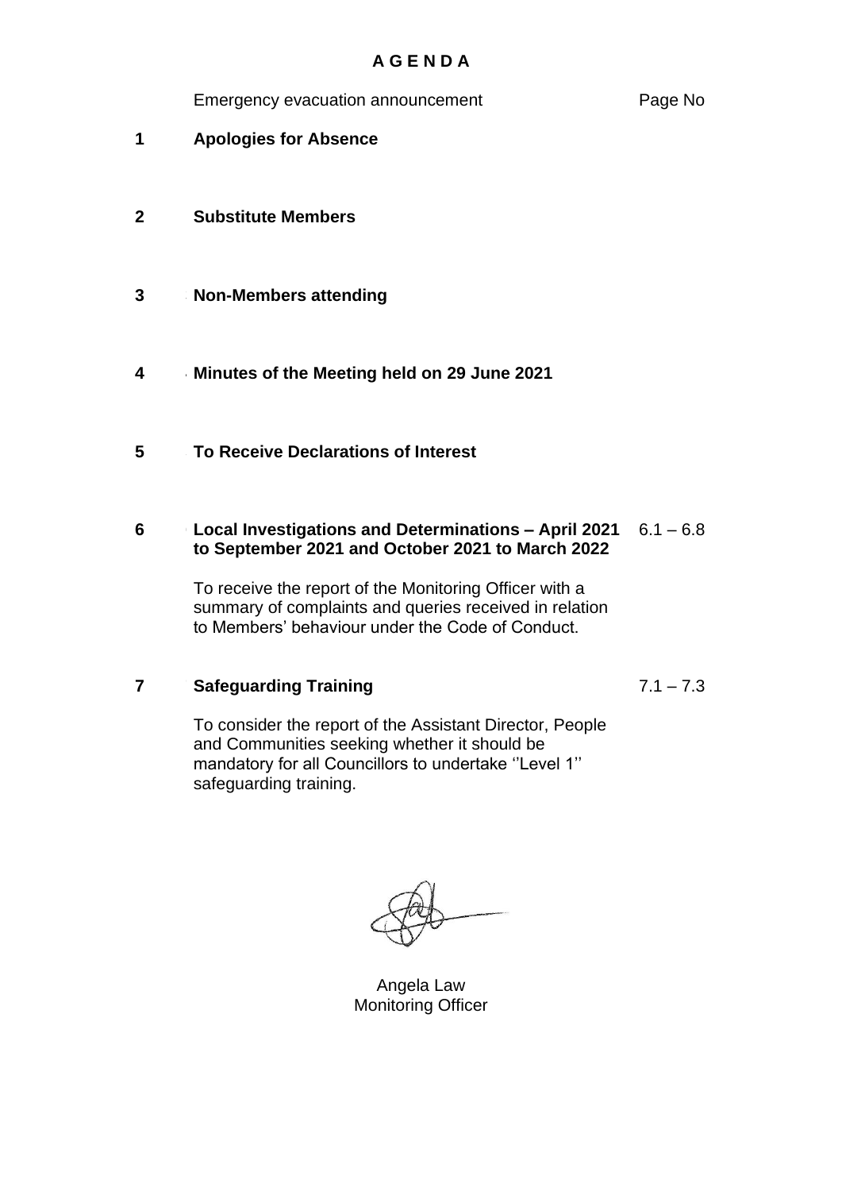# A G E N D A

Emergency evacuation announcement — Page No

| | | |
|---|---|---|
| **1** | **Apologies for Absence** | |
| **2** | **Substitute Members** | |
| **3** | **Non-Members attending** | |
| **4** | **Minutes of the Meeting held on 29 June 2021** | |
| **5** | **To Receive Declarations of Interest** | |
| **6** | **Local Investigations and Determinations – April 2021 to September 2021 and October 2021 to March 2022**<br><br>To receive the report of the Monitoring Officer with a summary of complaints and queries received in relation to Members' behaviour under the Code of Conduct. | 6.1 – 6.8 |
| **7** | **Safeguarding Training**<br><br>To consider the report of the Assistant Director, People and Communities seeking whether it should be mandatory for all Councillors to undertake ''Level 1'' safeguarding training. | 7.1 – 7.3 |

Angela Law
Monitoring Officer